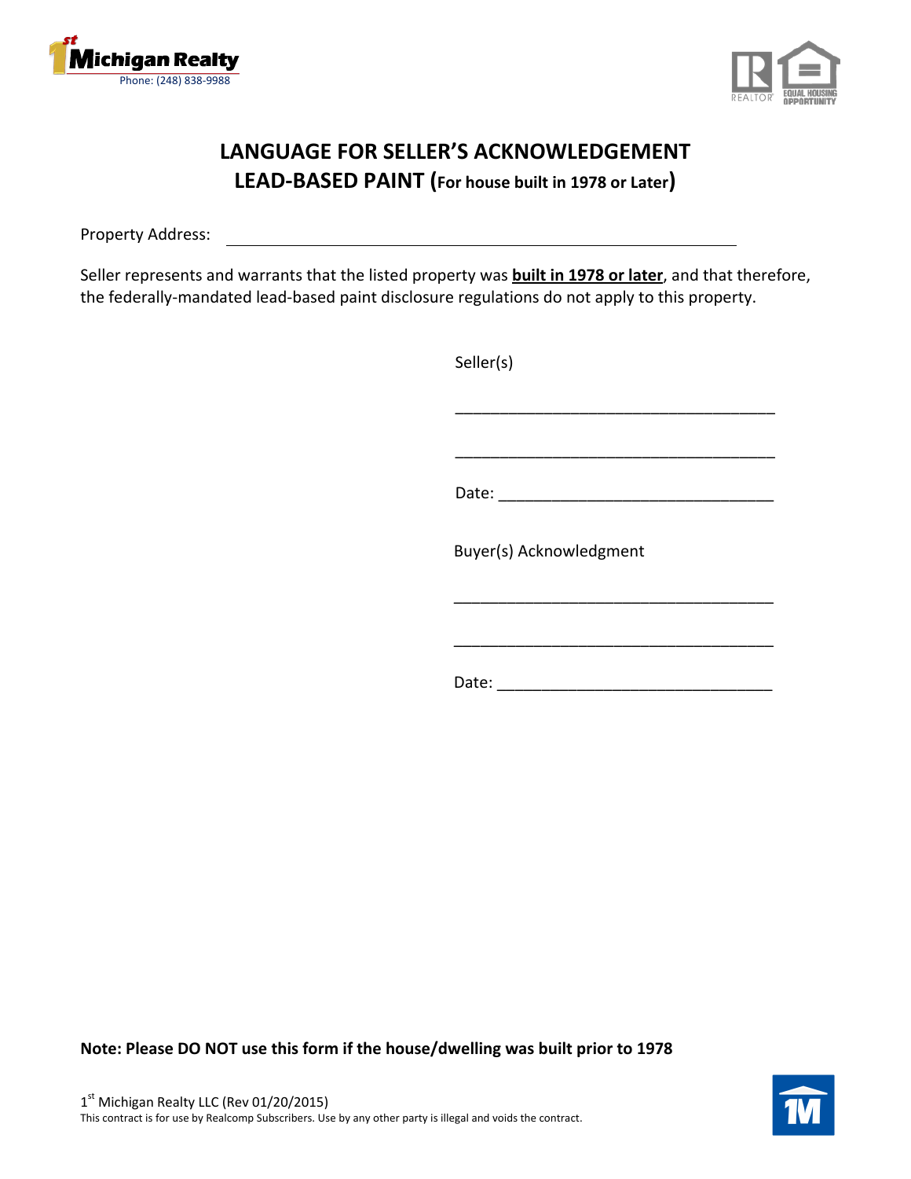1st Michigan Realty
Phone: (248) 838-9988

# LANGUAGE FOR SELLER'S ACKNOWLEDGEMENT
## LEAD-BASED PAINT (For house built in 1978 or Later)

Property Address: ______________________________________________

Seller represents and warrants that the listed property was **built in 1978 or later**, and that therefore, the federally-mandated lead-based paint disclosure regulations do not apply to this property.

Seller(s)

___________________________________

___________________________________

Date: ______________________________

Buyer(s) Acknowledgment

___________________________________

___________________________________

Date: ______________________________

**Note: Please DO NOT use this form if the house/dwelling was built prior to 1978**

1st Michigan Realty LLC (Rev 01/20/2015)
This contract is for use by Realcomp Subscribers. Use by any other party is illegal and voids the contract.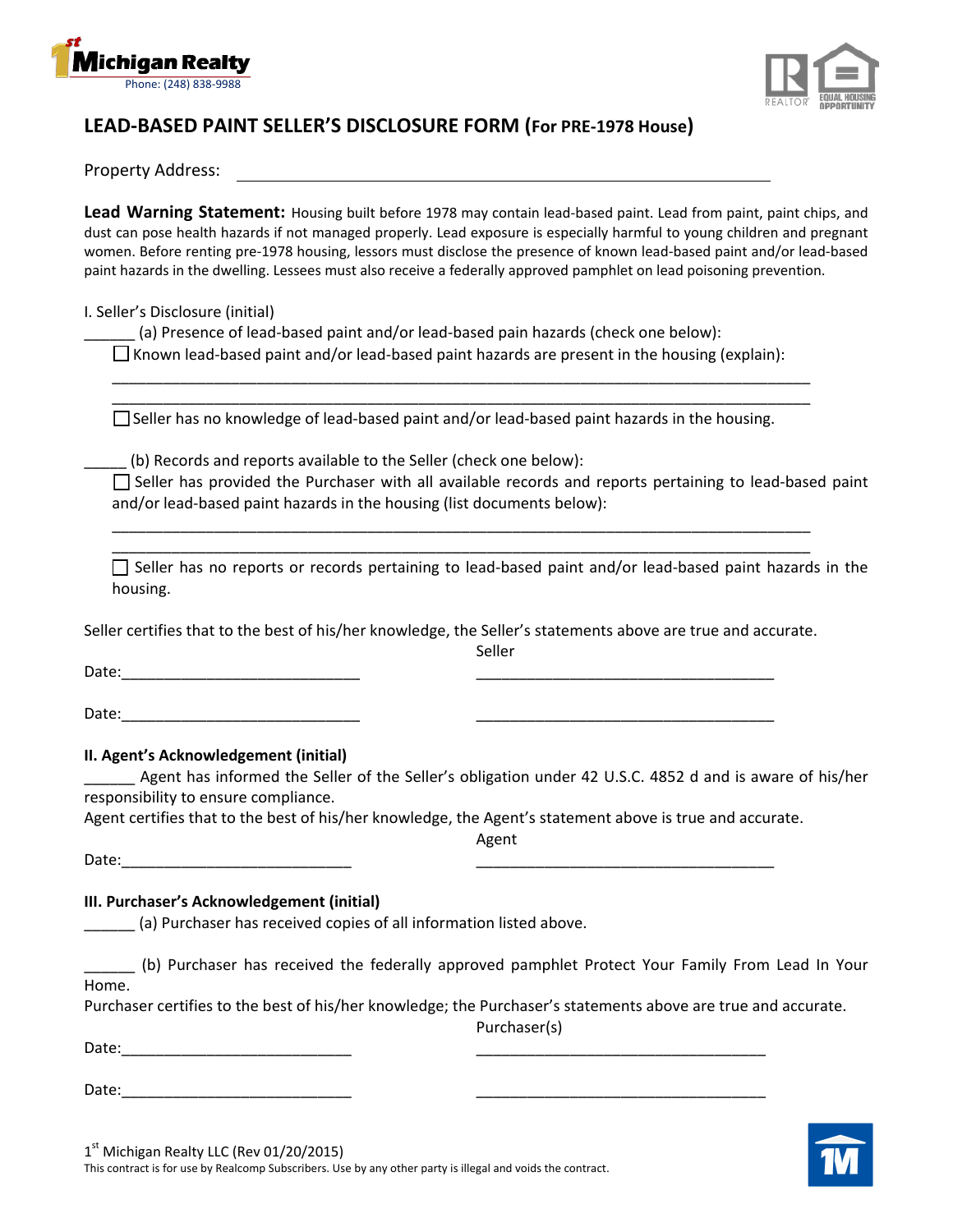1st Michigan Realty
Phone: (248) 838-9988

# LEAD-BASED PAINT SELLER'S DISCLOSURE FORM (For PRE-1978 House)

Property Address: ____________________________________________________________

**Lead Warning Statement:** Housing built before 1978 may contain lead-based paint. Lead from paint, paint chips, and dust can pose health hazards if not managed properly. Lead exposure is especially harmful to young children and pregnant women. Before renting pre-1978 housing, lessors must disclose the presence of known lead-based paint and/or lead-based paint hazards in the dwelling. Lessees must also receive a federally approved pamphlet on lead poisoning prevention.

I. Seller's Disclosure (initial)

______ (a) Presence of lead-based paint and/or lead-based pain hazards (check one below):

☐ Known lead-based paint and/or lead-based paint hazards are present in the housing (explain):

________________________________________________________________________________

________________________________________________________________________________

☐ Seller has no knowledge of lead-based paint and/or lead-based paint hazards in the housing.

_____ (b) Records and reports available to the Seller (check one below):

☐ Seller has provided the Purchaser with all available records and reports pertaining to lead-based paint and/or lead-based paint hazards in the housing (list documents below):

________________________________________________________________________________

________________________________________________________________________________

☐ Seller has no reports or records pertaining to lead-based paint and/or lead-based paint hazards in the housing.

Seller certifies that to the best of his/her knowledge, the Seller's statements above are true and accurate.

Date:____________________________ Seller ____________________________________

Date:____________________________ ____________________________________

**II. Agent's Acknowledgement (initial)**

______ Agent has informed the Seller of the Seller's obligation under 42 U.S.C. 4852 d and is aware of his/her responsibility to ensure compliance.

Agent certifies that to the best of his/her knowledge, the Agent's statement above is true and accurate.

Date:___________________________ Agent ____________________________________

**III. Purchaser's Acknowledgement (initial)**

______ (a) Purchaser has received copies of all information listed above.

______ (b) Purchaser has received the federally approved pamphlet Protect Your Family From Lead In Your Home.

Purchaser certifies to the best of his/her knowledge; the Purchaser's statements above are true and accurate.

Date:___________________________ Purchaser(s) ___________________________________

Date:___________________________ ___________________________________

1st Michigan Realty LLC (Rev 01/20/2015)

This contract is for use by Realcomp Subscribers. Use by any other party is illegal and voids the contract.